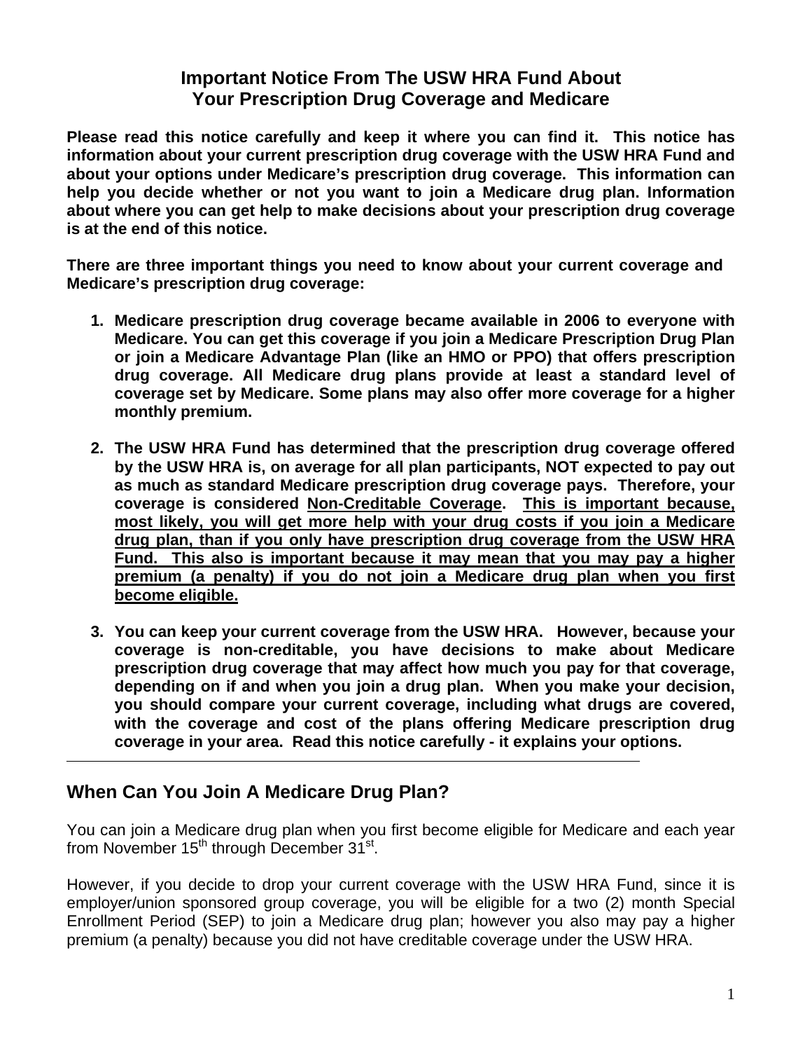# Important Notice From The USW HRA Fund About Your Prescription Drug Coverage and Medicare

**Please read this notice carefully and keep it where you can find it. This notice has information about your current prescription drug coverage with the USW HRA Fund and about your options under Medicare's prescription drug coverage. This information can help you decide whether or not you want to join a Medicare drug plan. Information about where you can get help to make decisions about your prescription drug coverage is at the end of this notice.**

**There are three important things you need to know about your current coverage and Medicare's prescription drug coverage:**

1. **Medicare prescription drug coverage became available in 2006 to everyone with Medicare. You can get this coverage if you join a Medicare Prescription Drug Plan or join a Medicare Advantage Plan (like an HMO or PPO) that offers prescription drug coverage. All Medicare drug plans provide at least a standard level of coverage set by Medicare. Some plans may also offer more coverage for a higher monthly premium.**

2. **The USW HRA Fund has determined that the prescription drug coverage offered by the USW HRA is, on average for all plan participants, NOT expected to pay out as much as standard Medicare prescription drug coverage pays. Therefore, your coverage is considered <u>Non-Creditable Coverage</u>. <u>This is important because, most likely, you will get more help with your drug costs if you join a Medicare drug plan, than if you only have prescription drug coverage from the USW HRA Fund. This also is important because it may mean that you may pay a higher premium (a penalty) if you do not join a Medicare drug plan when you first become eligible.</u>**

3. **You can keep your current coverage from the USW HRA. However, because your coverage is non-creditable, you have decisions to make about Medicare prescription drug coverage that may affect how much you pay for that coverage, depending on if and when you join a drug plan. When you make your decision, you should compare your current coverage, including what drugs are covered, with the coverage and cost of the plans offering Medicare prescription drug coverage in your area. Read this notice carefully - it explains your options.**

---

## When Can You Join A Medicare Drug Plan?

You can join a Medicare drug plan when you first become eligible for Medicare and each year from November 15th through December 31st.

However, if you decide to drop your current coverage with the USW HRA Fund, since it is employer/union sponsored group coverage, you will be eligible for a two (2) month Special Enrollment Period (SEP) to join a Medicare drug plan; however you also may pay a higher premium (a penalty) because you did not have creditable coverage under the USW HRA.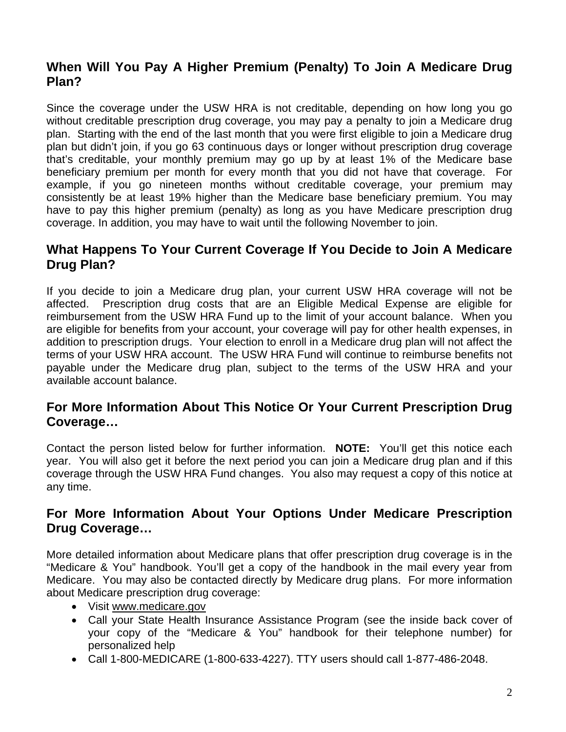## When Will You Pay A Higher Premium (Penalty) To Join A Medicare Drug Plan?

Since the coverage under the USW HRA is not creditable, depending on how long you go without creditable prescription drug coverage, you may pay a penalty to join a Medicare drug plan. Starting with the end of the last month that you were first eligible to join a Medicare drug plan but didn't join, if you go 63 continuous days or longer without prescription drug coverage that's creditable, your monthly premium may go up by at least 1% of the Medicare base beneficiary premium per month for every month that you did not have that coverage. For example, if you go nineteen months without creditable coverage, your premium may consistently be at least 19% higher than the Medicare base beneficiary premium. You may have to pay this higher premium (penalty) as long as you have Medicare prescription drug coverage. In addition, you may have to wait until the following November to join.

## What Happens To Your Current Coverage If You Decide to Join A Medicare Drug Plan?

If you decide to join a Medicare drug plan, your current USW HRA coverage will not be affected. Prescription drug costs that are an Eligible Medical Expense are eligible for reimbursement from the USW HRA Fund up to the limit of your account balance. When you are eligible for benefits from your account, your coverage will pay for other health expenses, in addition to prescription drugs. Your election to enroll in a Medicare drug plan will not affect the terms of your USW HRA account. The USW HRA Fund will continue to reimburse benefits not payable under the Medicare drug plan, subject to the terms of the USW HRA and your available account balance.

## For More Information About This Notice Or Your Current Prescription Drug Coverage…

Contact the person listed below for further information. **NOTE:** You'll get this notice each year. You will also get it before the next period you can join a Medicare drug plan and if this coverage through the USW HRA Fund changes. You also may request a copy of this notice at any time.

## For More Information About Your Options Under Medicare Prescription Drug Coverage…

More detailed information about Medicare plans that offer prescription drug coverage is in the "Medicare & You" handbook. You'll get a copy of the handbook in the mail every year from Medicare. You may also be contacted directly by Medicare drug plans. For more information about Medicare prescription drug coverage:

- Visit www.medicare.gov
- Call your State Health Insurance Assistance Program (see the inside back cover of your copy of the "Medicare & You" handbook for their telephone number) for personalized help
- Call 1-800-MEDICARE (1-800-633-4227). TTY users should call 1-877-486-2048.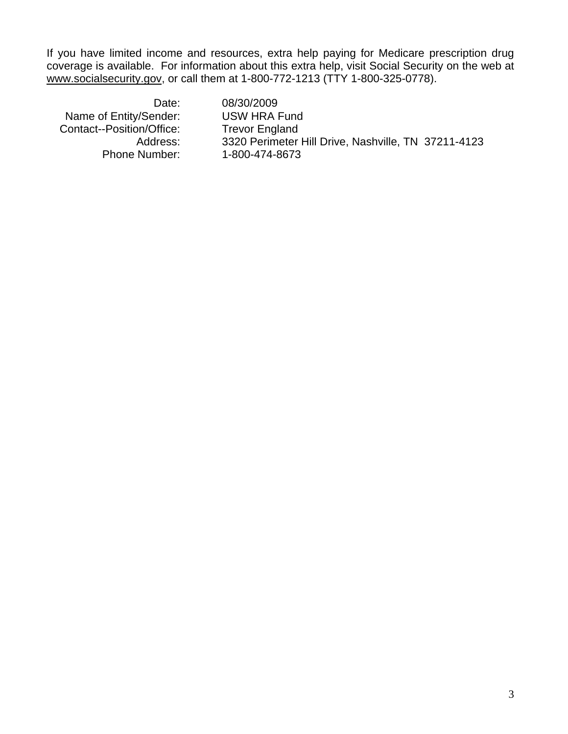If you have limited income and resources, extra help paying for Medicare prescription drug coverage is available. For information about this extra help, visit Social Security on the web at www.socialsecurity.gov, or call them at 1-800-772-1213 (TTY 1-800-325-0778).

| | |
|---|---|
| Date: | 08/30/2009 |
| Name of Entity/Sender: | USW HRA Fund |
| Contact--Position/Office: | Trevor England |
| Address: | 3320 Perimeter Hill Drive, Nashville, TN 37211-4123 |
| Phone Number: | 1-800-474-8673 |